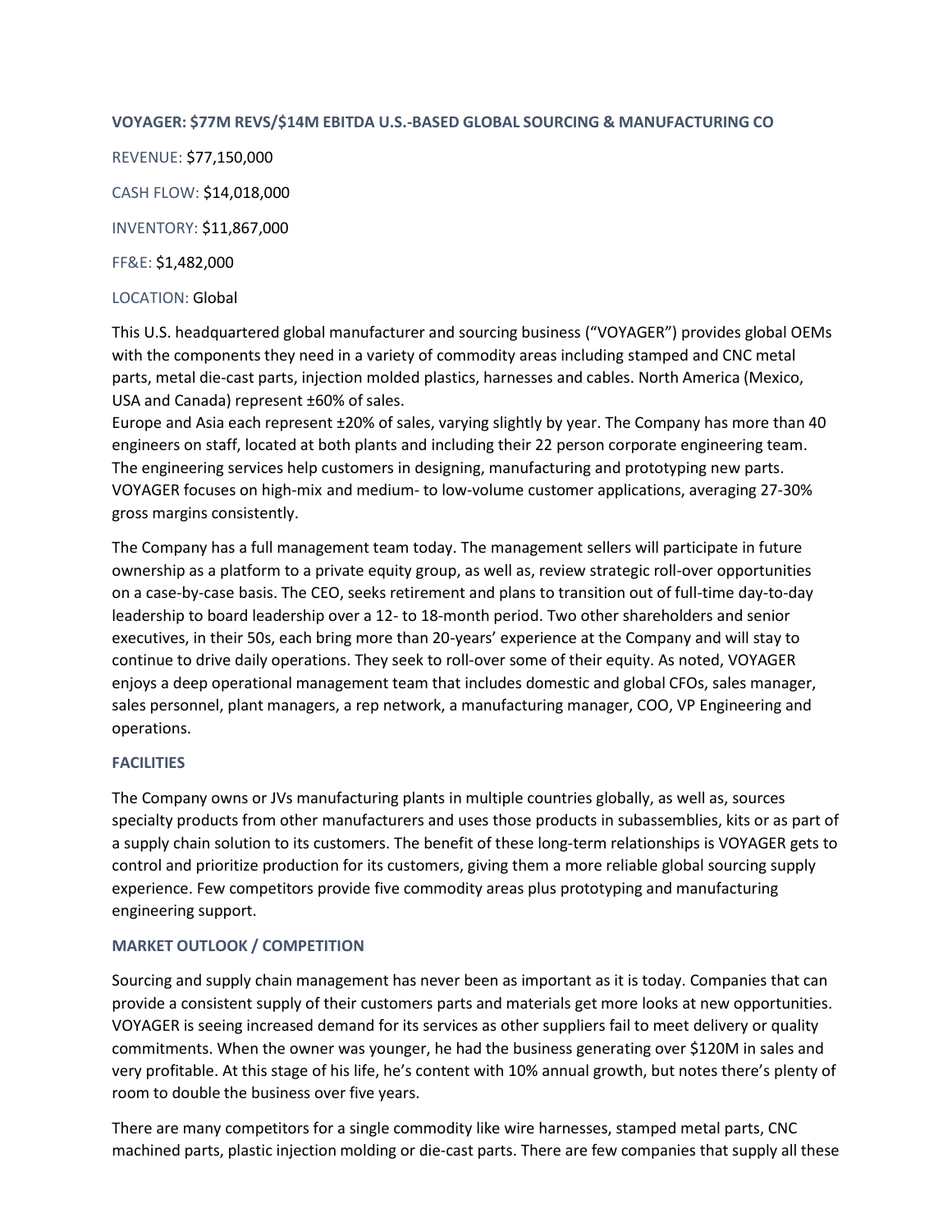**VOYAGER: $77M REVS/$14M EBITDA U.S.-BASED GLOBAL SOURCING & MANUFACTURING CO**

REVENUE: $77,150,000

CASH FLOW: $14,018,000

INVENTORY: $11,867,000

FF&E: $1,482,000

LOCATION: Global

This U.S. headquartered global manufacturer and sourcing business ("VOYAGER") provides global OEMs with the components they need in a variety of commodity areas including stamped and CNC metal parts, metal die-cast parts, injection molded plastics, harnesses and cables. North America (Mexico, USA and Canada) represent ±60% of sales.
Europe and Asia each represent ±20% of sales, varying slightly by year. The Company has more than 40 engineers on staff, located at both plants and including their 22 person corporate engineering team. The engineering services help customers in designing, manufacturing and prototyping new parts. VOYAGER focuses on high-mix and medium- to low-volume customer applications, averaging 27-30% gross margins consistently.

The Company has a full management team today. The management sellers will participate in future ownership as a platform to a private equity group, as well as, review strategic roll-over opportunities on a case-by-case basis. The CEO, seeks retirement and plans to transition out of full-time day-to-day leadership to board leadership over a 12- to 18-month period. Two other shareholders and senior executives, in their 50s, each bring more than 20-years' experience at the Company and will stay to continue to drive daily operations. They seek to roll-over some of their equity. As noted, VOYAGER enjoys a deep operational management team that includes domestic and global CFOs, sales manager, sales personnel, plant managers, a rep network, a manufacturing manager, COO, VP Engineering and operations.

**FACILITIES**

The Company owns or JVs manufacturing plants in multiple countries globally, as well as, sources specialty products from other manufacturers and uses those products in subassemblies, kits or as part of a supply chain solution to its customers. The benefit of these long-term relationships is VOYAGER gets to control and prioritize production for its customers, giving them a more reliable global sourcing supply experience. Few competitors provide five commodity areas plus prototyping and manufacturing engineering support.

**MARKET OUTLOOK / COMPETITION**

Sourcing and supply chain management has never been as important as it is today. Companies that can provide a consistent supply of their customers parts and materials get more looks at new opportunities. VOYAGER is seeing increased demand for its services as other suppliers fail to meet delivery or quality commitments. When the owner was younger, he had the business generating over $120M in sales and very profitable. At this stage of his life, he's content with 10% annual growth, but notes there's plenty of room to double the business over five years.

There are many competitors for a single commodity like wire harnesses, stamped metal parts, CNC machined parts, plastic injection molding or die-cast parts. There are few companies that supply all these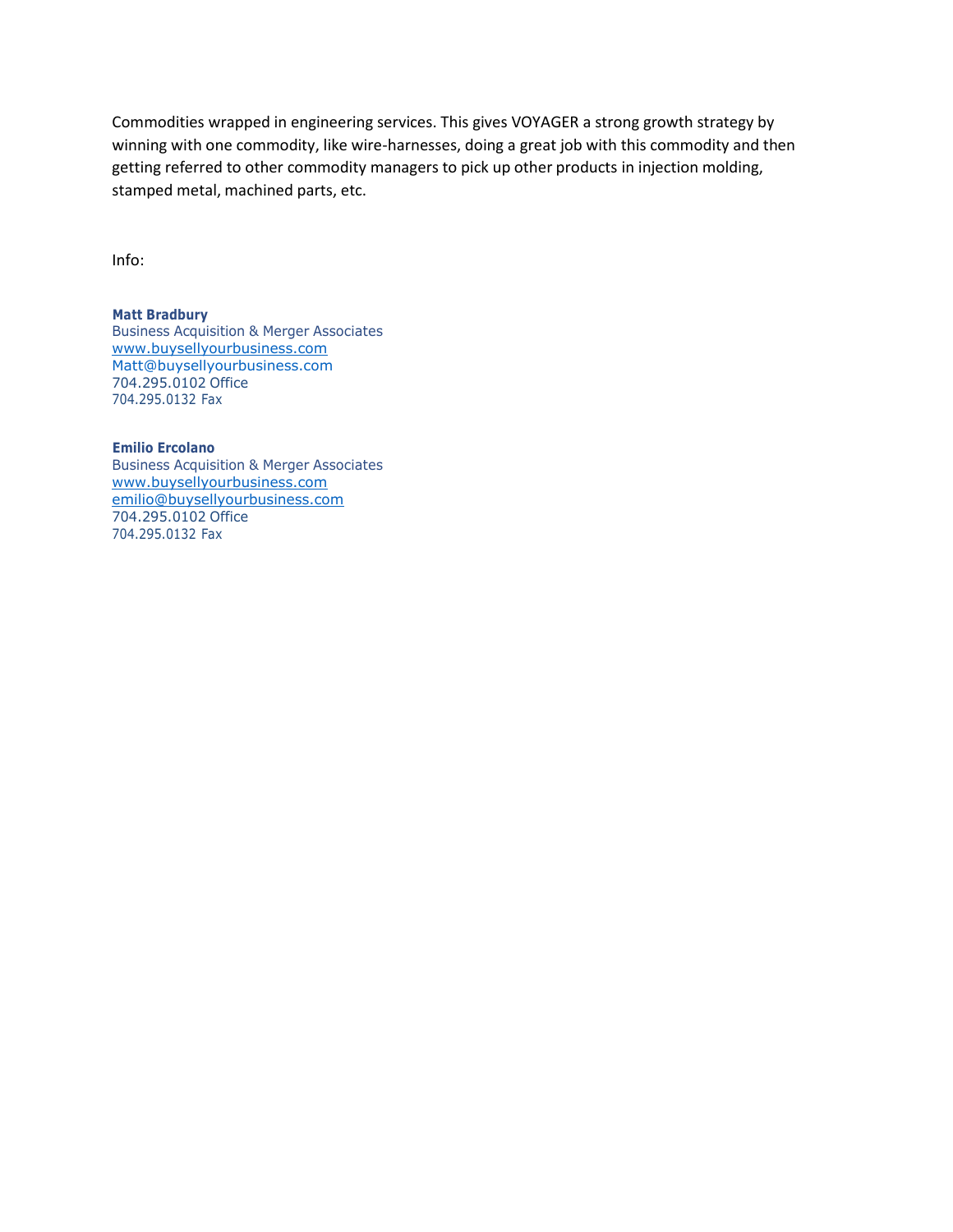Commodities wrapped in engineering services. This gives VOYAGER a strong growth strategy by winning with one commodity, like wire-harnesses, doing a great job with this commodity and then getting referred to other commodity managers to pick up other products in injection molding, stamped metal, machined parts, etc.

Info:

**Matt Bradbury**
Business Acquisition & Merger Associates
www.buysellyourbusiness.com
Matt@buysellyourbusiness.com
704.295.0102 Office
704.295.0132 Fax

**Emilio Ercolano**
Business Acquisition & Merger Associates
www.buysellyourbusiness.com
emilio@buysellyourbusiness.com
704.295.0102 Office
704.295.0132 Fax